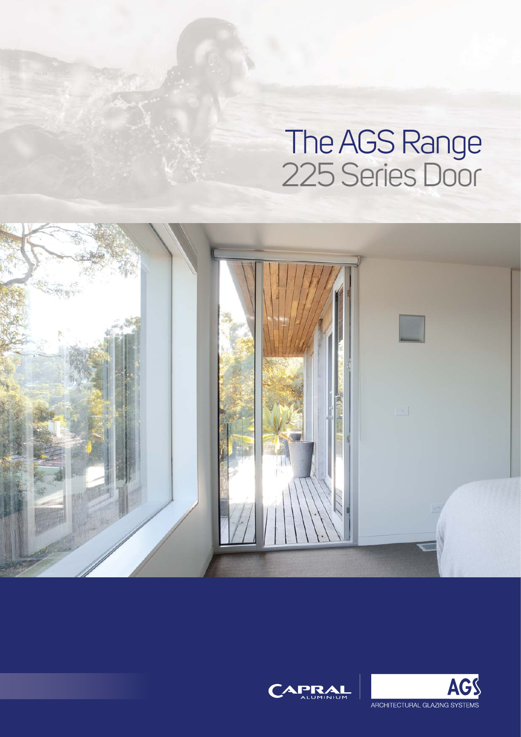# The AGS Range
## 225 Series Door

CAPRAL ALUMINIUM

AGS ARCHITECTURAL GLAZING SYSTEMS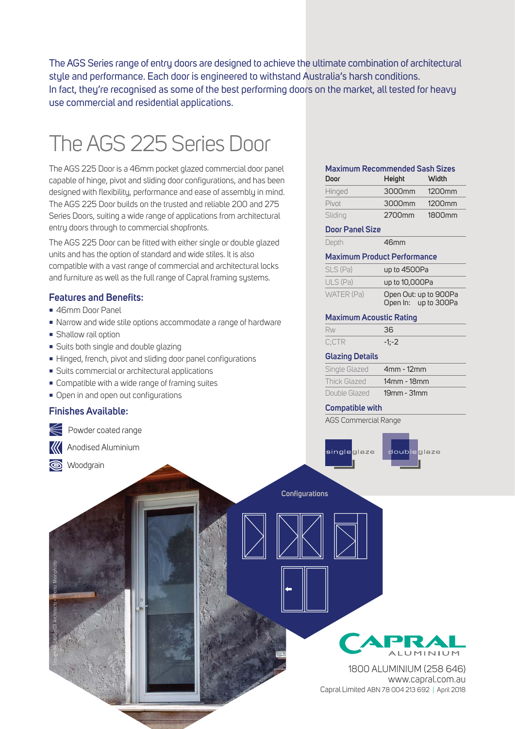The AGS Series range of entry doors are designed to achieve the ultimate combination of architectural style and performance. Each door is engineered to withstand Australia's harsh conditions. In fact, they're recognised as some of the best performing doors on the market, all tested for heavy use commercial and residential applications.

# The AGS 225 Series Door

The AGS 225 Door is a 46mm pocket glazed commercial door panel capable of hinge, pivot and sliding door configurations, and has been designed with flexibility, performance and ease of assembly in mind. The AGS 225 Door builds on the trusted and reliable 200 and 275 Series Doors, suiting a wide range of applications from architectural entry doors through to commercial shopfronts.

The AGS 225 Door can be fitted with either single or double glazed units and has the option of standard and wide stiles. It is also compatible with a vast range of commercial and architectural locks and furniture as well as the full range of Capral framing systems.

## Features and Benefits:

- 46mm Door Panel
- Narrow and wide stile options accommodate a range of hardware
- Shallow rail option
- Suits both single and double glazing
- Hinged, french, pivot and sliding door panel configurations
- Suits commercial or architectural applications
- Compatible with a wide range of framing suites
- Open in and open out configurations

## Finishes Available:

- Powder coated range
- Anodised Aluminium
- Woodgrain

### Maximum Recommended Sash Sizes

| Door | Height | Width |
|---|---|---|
| Hinged | 3000mm | 1200mm |
| Pivot | 3000mm | 1200mm |
| Sliding | 2700mm | 1800mm |

### Door Panel Size

| | |
|---|---|
| Depth | 46mm |

### Maximum Product Performance

| | |
|---|---|
| SLS (Pa) | up to 4500Pa |
| ULS (Pa) | up to 10,000Pa |
| WATER (Pa) | Open Out: up to 900Pa<br>Open In: up to 300Pa |

### Maximum Acoustic Rating

| | |
|---|---|
| Rw | 36 |
| C;CTR | -1;-2 |

### Glazing Details

| | |
|---|---|
| Single Glazed | 4mm - 12mm |
| Thick Glazed | 14mm - 18mm |
| Double Glazed | 19mm - 31mm |

### Compatible with

AGS Commercial Range

singleglaze doubleglaze

Configurations

Design by Studio101 Architects - Photo Menphoto

1800 ALUMINIUM (258 646)
www.capral.com.au
Capral Limited ABN 78 004 213 692 | April 2018